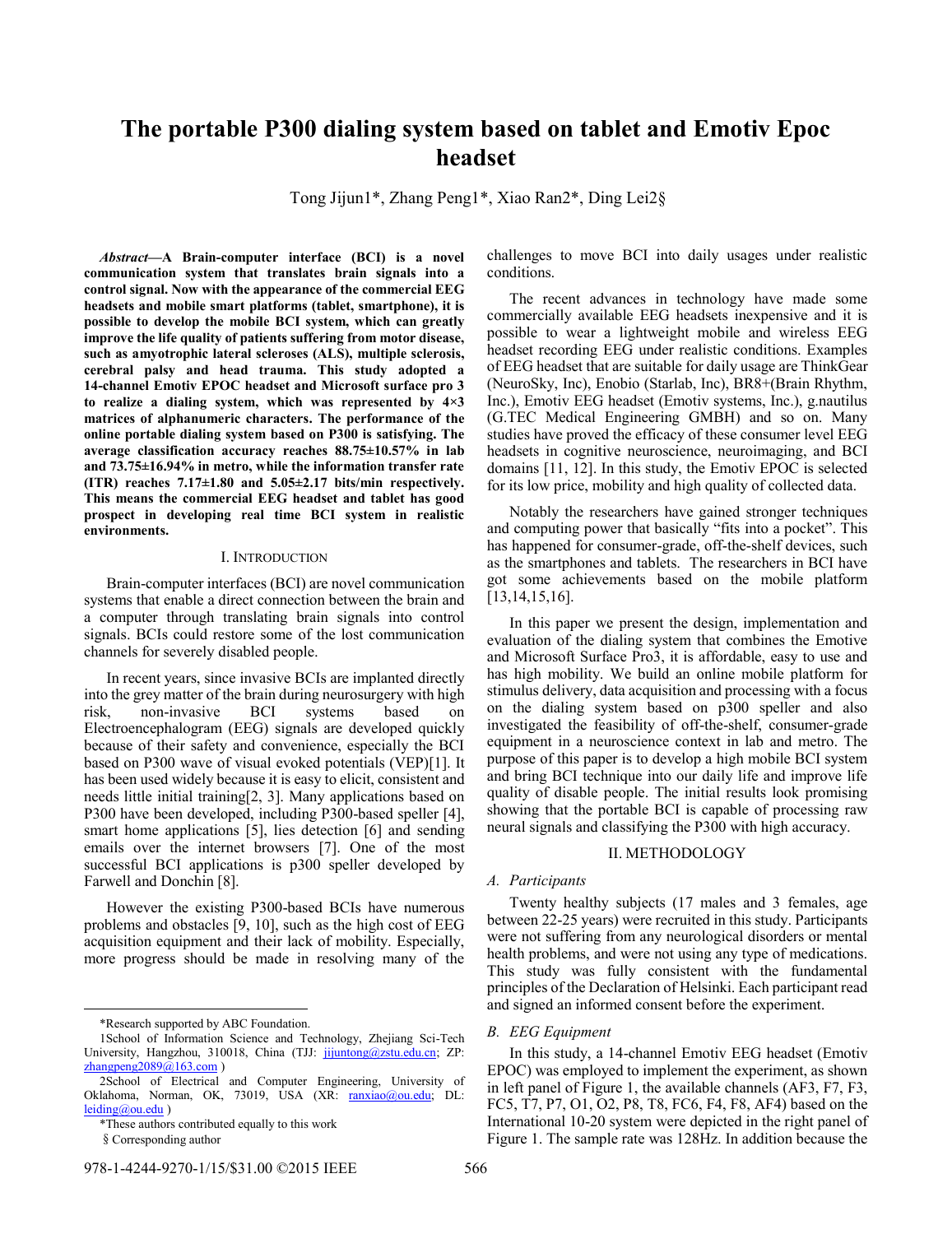# The portable P300 dialing system based on tablet and Emotiv Epoc headset

Tong Jijun1*, Zhang Peng1*, Xiao Ran2*, Ding Lei2§

***Abstract*—A Brain-computer interface (BCI) is a novel communication system that translates brain signals into a control signal. Now with the appearance of the commercial EEG headsets and mobile smart platforms (tablet, smartphone), it is possible to develop the mobile BCI system, which can greatly improve the life quality of patients suffering from motor disease, such as amyotrophic lateral scleroses (ALS), multiple sclerosis, cerebral palsy and head trauma. This study adopted a 14-channel Emotiv EPOC headset and Microsoft surface pro 3 to realize a dialing system, which was represented by 4×3 matrices of alphanumeric characters. The performance of the online portable dialing system based on P300 is satisfying. The average classification accuracy reaches 88.75±10.57% in lab and 73.75±16.94% in metro, while the information transfer rate (ITR) reaches 7.17±1.80 and 5.05±2.17 bits/min respectively. This means the commercial EEG headset and tablet has good prospect in developing real time BCI system in realistic environments.**

## I. Introduction

Brain-computer interfaces (BCI) are novel communication systems that enable a direct connection between the brain and a computer through translating brain signals into control signals. BCIs could restore some of the lost communication channels for severely disabled people.

In recent years, since invasive BCIs are implanted directly into the grey matter of the brain during neurosurgery with high risk, non-invasive BCI systems based on Electroencephalogram (EEG) signals are developed quickly because of their safety and convenience, especially the BCI based on P300 wave of visual evoked potentials (VEP)[1]. It has been used widely because it is easy to elicit, consistent and needs little initial training[2, 3]. Many applications based on P300 have been developed, including P300-based speller [4], smart home applications [5], lies detection [6] and sending emails over the internet browsers [7]. One of the most successful BCI applications is p300 speller developed by Farwell and Donchin [8].

However the existing P300-based BCIs have numerous problems and obstacles [9, 10], such as the high cost of EEG acquisition equipment and their lack of mobility. Especially, more progress should be made in resolving many of the challenges to move BCI into daily usages under realistic conditions.

The recent advances in technology have made some commercially available EEG headsets inexpensive and it is possible to wear a lightweight mobile and wireless EEG headset recording EEG under realistic conditions. Examples of EEG headset that are suitable for daily usage are ThinkGear (NeuroSky, Inc), Enobio (Starlab, Inc), BR8+(Brain Rhythm, Inc.), Emotiv EEG headset (Emotiv systems, Inc.), g.nautilus (G.TEC Medical Engineering GMBH) and so on. Many studies have proved the efficacy of these consumer level EEG headsets in cognitive neuroscience, neuroimaging, and BCI domains [11, 12]. In this study, the Emotiv EPOC is selected for its low price, mobility and high quality of collected data.

Notably the researchers have gained stronger techniques and computing power that basically "fits into a pocket". This has happened for consumer-grade, off-the-shelf devices, such as the smartphones and tablets. The researchers in BCI have got some achievements based on the mobile platform [13,14,15,16].

In this paper we present the design, implementation and evaluation of the dialing system that combines the Emotive and Microsoft Surface Pro3, it is affordable, easy to use and has high mobility. We build an online mobile platform for stimulus delivery, data acquisition and processing with a focus on the dialing system based on p300 speller and also investigated the feasibility of off-the-shelf, consumer-grade equipment in a neuroscience context in lab and metro. The purpose of this paper is to develop a high mobile BCI system and bring BCI technique into our daily life and improve life quality of disable people. The initial results look promising showing that the portable BCI is capable of processing raw neural signals and classifying the P300 with high accuracy.

## II. Methodology

### A. Participants

Twenty healthy subjects (17 males and 3 females, age between 22-25 years) were recruited in this study. Participants were not suffering from any neurological disorders or mental health problems, and were not using any type of medications. This study was fully consistent with the fundamental principles of the Declaration of Helsinki. Each participant read and signed an informed consent before the experiment.

### B. EEG Equipment

In this study, a 14-channel Emotiv EEG headset (Emotiv EPOC) was employed to implement the experiment, as shown in left panel of Figure 1, the available channels (AF3, F7, F3, FC5, T7, P7, O1, O2, P8, T8, FC6, F4, F8, AF4) based on the International 10-20 system were depicted in the right panel of Figure 1. The sample rate was 128Hz. In addition because the

*Research supported by ABC Foundation.

1School of Information Science and Technology, Zhejiang Sci-Tech University, Hangzhou, 310018, China (TJJ: jijuntong@zstu.edu.cn; ZP: zhangpeng2089@163.com )

2School of Electrical and Computer Engineering, University of Oklahoma, Norman, OK, 73019, USA (XR: ranxiao@ou.edu; DL: leiding@ou.edu )

*These authors contributed equally to this work

§ Corresponding author

978-1-4244-9270-1/15/$31.00 ©2015 IEEE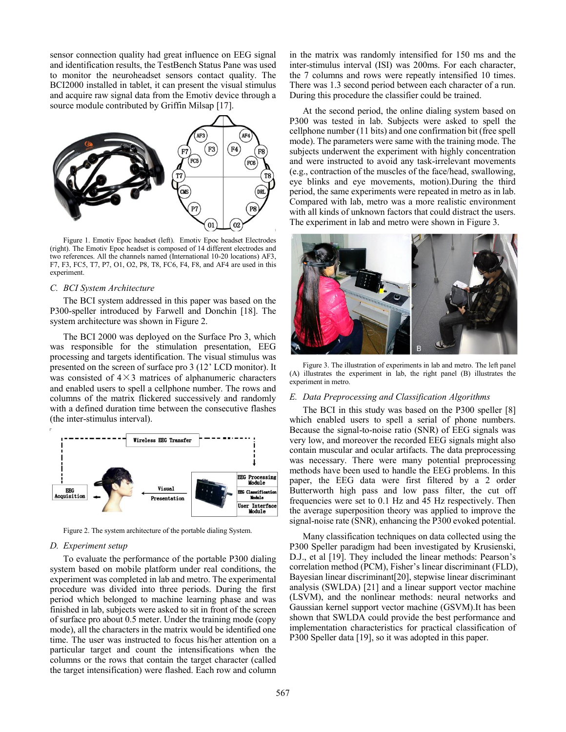sensor connection quality had great influence on EEG signal and identification results, the TestBench Status Pane was used to monitor the neuroheadset sensors contact quality. The BCI2000 installed in tablet, it can present the visual stimulus and acquire raw signal data from the Emotiv device through a source module contributed by Griffin Milsap [17].

Figure 1. Emotiv Epoc headset (left). Emotiv Epoc headset Electrodes (right). The Emotiv Epoc headset is composed of 14 different electrodes and two references. All the channels named (International 10-20 locations) AF3, F7, F3, FC5, T7, P7, O1, O2, P8, T8, FC6, F4, F8, and AF4 are used in this experiment.

### C. BCI System Architecture

The BCI system addressed in this paper was based on the P300-speller introduced by Farwell and Donchin [18]. The system architecture was shown in Figure 2.

The BCI 2000 was deployed on the Surface Pro 3, which was responsible for the stimulation presentation, EEG processing and targets identification. The visual stimulus was presented on the screen of surface pro 3 (12' LCD monitor). It was consisted of 4×3 matrices of alphanumeric characters and enabled users to spell a cellphone number. The rows and columns of the matrix flickered successively and randomly with a defined duration time between the consecutive flashes (the inter-stimulus interval).

Figure 2. The system architecture of the portable dialing System.

### D. Experiment setup

To evaluate the performance of the portable P300 dialing system based on mobile platform under real conditions, the experiment was completed in lab and metro. The experimental procedure was divided into three periods. During the first period which belonged to machine learning phase and was finished in lab, subjects were asked to sit in front of the screen of surface pro about 0.5 meter. Under the training mode (copy mode), all the characters in the matrix would be identified one time. The user was instructed to focus his/her attention on a particular target and count the intensifications when the columns or the rows that contain the target character (called the target intensification) were flashed. Each row and column in the matrix was randomly intensified for 150 ms and the inter-stimulus interval (ISI) was 200ms. For each character, the 7 columns and rows were repeatly intensified 10 times. There was 1.3 second period between each character of a run. During this procedure the classifier could be trained.

At the second period, the online dialing system based on P300 was tested in lab. Subjects were asked to spell the cellphone number (11 bits) and one confirmation bit (free spell mode). The parameters were same with the training mode. The subjects underwent the experiment with highly concentration and were instructed to avoid any task-irrelevant movements (e.g., contraction of the muscles of the face/head, swallowing, eye blinks and eye movements, motion).During the third period, the same experiments were repeated in metro as in lab. Compared with lab, metro was a more realistic environment with all kinds of unknown factors that could distract the users. The experiment in lab and metro were shown in Figure 3.

Figure 3. The illustration of experiments in lab and metro. The left panel (A) illustrates the experiment in lab, the right panel (B) illustrates the experiment in metro.

### E. Data Preprocessing and Classification Algorithms

The BCI in this study was based on the P300 speller [8] which enabled users to spell a serial of phone numbers. Because the signal-to-noise ratio (SNR) of EEG signals was very low, and moreover the recorded EEG signals might also contain muscular and ocular artifacts. The data preprocessing was necessary. There were many potential preprocessing methods have been used to handle the EEG problems. In this paper, the EEG data were first filtered by a 2 order Butterworth high pass and low pass filter, the cut off frequencies were set to 0.1 Hz and 45 Hz respectively. Then the average superposition theory was applied to improve the signal-noise rate (SNR), enhancing the P300 evoked potential.

Many classification techniques on data collected using the P300 Speller paradigm had been investigated by Krusienski, D.J., et al [19]. They included the linear methods: Pearson's correlation method (PCM), Fisher's linear discriminant (FLD), Bayesian linear discriminant[20], stepwise linear discriminant analysis (SWLDA) [21] and a linear support vector machine (LSVM), and the nonlinear methods: neural networks and Gaussian kernel support vector machine (GSVM).It has been shown that SWLDA could provide the best performance and implementation characteristics for practical classification of P300 Speller data [19], so it was adopted in this paper.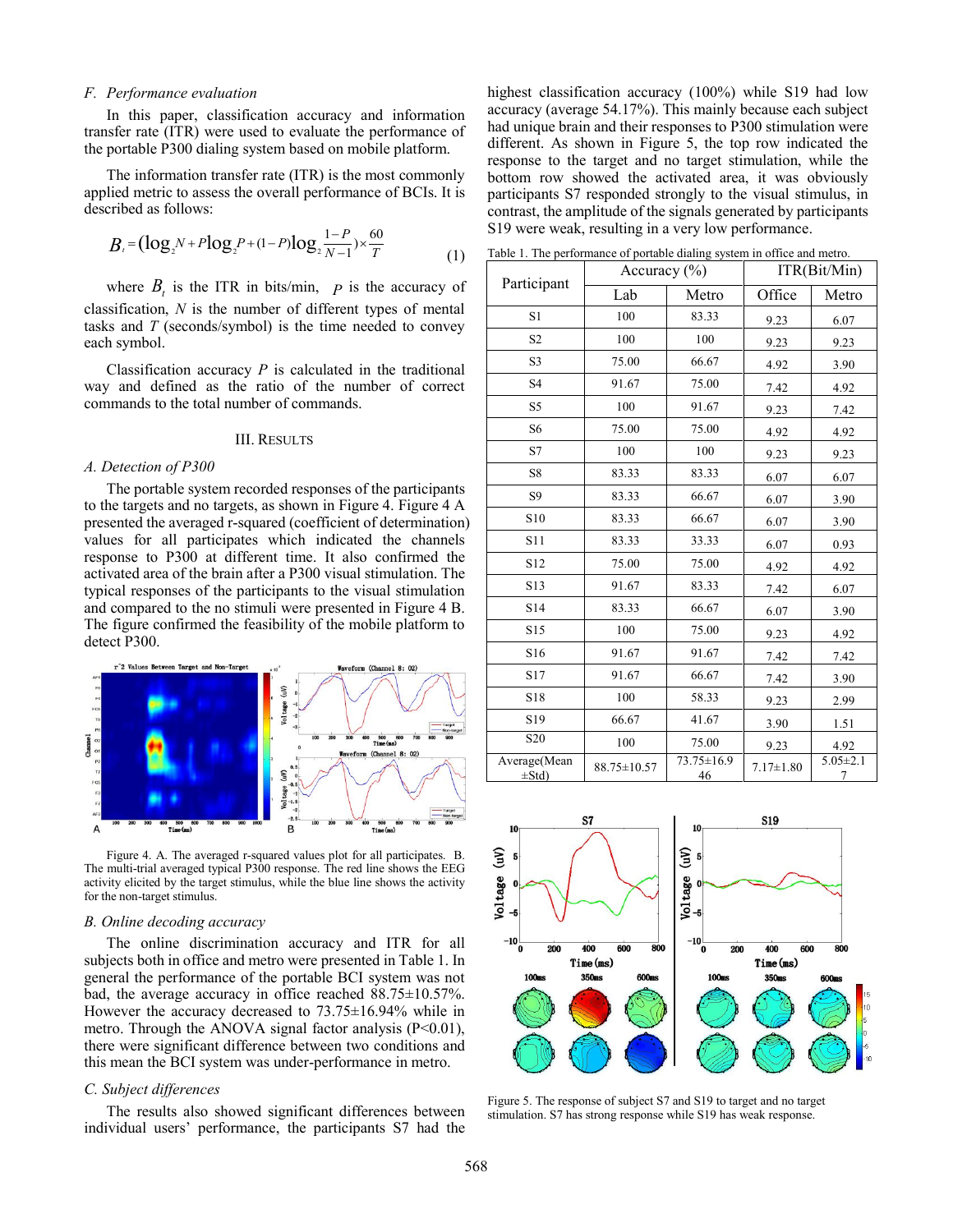### F. Performance evaluation

In this paper, classification accuracy and information transfer rate (ITR) were used to evaluate the performance of the portable P300 dialing system based on mobile platform.

The information transfer rate (ITR) is the most commonly applied metric to assess the overall performance of BCIs. It is described as follows:

$$B_t = (\log_2 N + P\log_2 P + (1-P)\log_2 \frac{1-P}{N-1}) \times \frac{60}{T} \tag{1}$$

where $B_t$ is the ITR in bits/min, $P$ is the accuracy of classification, $N$ is the number of different types of mental tasks and $T$ (seconds/symbol) is the time needed to convey each symbol.

Classification accuracy $P$ is calculated in the traditional way and defined as the ratio of the number of correct commands to the total number of commands.

## III. Results

### A. Detection of P300

The portable system recorded responses of the participants to the targets and no targets, as shown in Figure 4. Figure 4 A presented the averaged r-squared (coefficient of determination) values for all participates which indicated the channels response to P300 at different time. It also confirmed the activated area of the brain after a P300 visual stimulation. The typical responses of the participants to the visual stimulation and compared to the no stimuli were presented in Figure 4 B. The figure confirmed the feasibility of the mobile platform to detect P300.

Figure 4. A. The averaged r-squared values plot for all participates. B. The multi-trial averaged typical P300 response. The red line shows the EEG activity elicited by the target stimulus, while the blue line shows the activity for the non-target stimulus.

### B. Online decoding accuracy

The online discrimination accuracy and ITR for all subjects both in office and metro were presented in Table 1. In general the performance of the portable BCI system was not bad, the average accuracy in office reached 88.75±10.57%. However the accuracy decreased to 73.75±16.94% while in metro. Through the ANOVA signal factor analysis ($P<0.01$), there were significant difference between two conditions and this mean the BCI system was under-performance in metro.

### C. Subject differences

The results also showed significant differences between individual users' performance, the participants S7 had the highest classification accuracy (100%) while S19 had low accuracy (average 54.17%). This mainly because each subject had unique brain and their responses to P300 stimulation were different. As shown in Figure 5, the top row indicated the response to the target and no target stimulation, while the bottom row showed the activated area, it was obviously participants S7 responded strongly to the visual stimulus, in contrast, the amplitude of the signals generated by participants S19 were weak, resulting in a very low performance.

Table 1. The performance of portable dialing system in office and metro.

| Participant | Accuracy (%) | | ITR(Bit/Min) | |
|---|---|---|---|---|
| | Lab | Metro | Office | Metro |
| S1 | 100 | 83.33 | 9.23 | 6.07 |
| S2 | 100 | 100 | 9.23 | 9.23 |
| S3 | 75.00 | 66.67 | 4.92 | 3.90 |
| S4 | 91.67 | 75.00 | 7.42 | 4.92 |
| S5 | 100 | 91.67 | 9.23 | 7.42 |
| S6 | 75.00 | 75.00 | 4.92 | 4.92 |
| S7 | 100 | 100 | 9.23 | 9.23 |
| S8 | 83.33 | 83.33 | 6.07 | 6.07 |
| S9 | 83.33 | 66.67 | 6.07 | 3.90 |
| S10 | 83.33 | 66.67 | 6.07 | 3.90 |
| S11 | 83.33 | 33.33 | 6.07 | 0.93 |
| S12 | 75.00 | 75.00 | 4.92 | 4.92 |
| S13 | 91.67 | 83.33 | 7.42 | 6.07 |
| S14 | 83.33 | 66.67 | 6.07 | 3.90 |
| S15 | 100 | 75.00 | 9.23 | 4.92 |
| S16 | 91.67 | 91.67 | 7.42 | 7.42 |
| S17 | 91.67 | 66.67 | 7.42 | 3.90 |
| S18 | 100 | 58.33 | 9.23 | 2.99 |
| S19 | 66.67 | 41.67 | 3.90 | 1.51 |
| S20 | 100 | 75.00 | 9.23 | 4.92 |
| Average(Mean ±Std) | 88.75±10.57 | 73.75±16.946 | 7.17±1.80 | 5.05±2.17 |

Figure 5. The response of subject S7 and S19 to target and no target stimulation. S7 has strong response while S19 has weak response.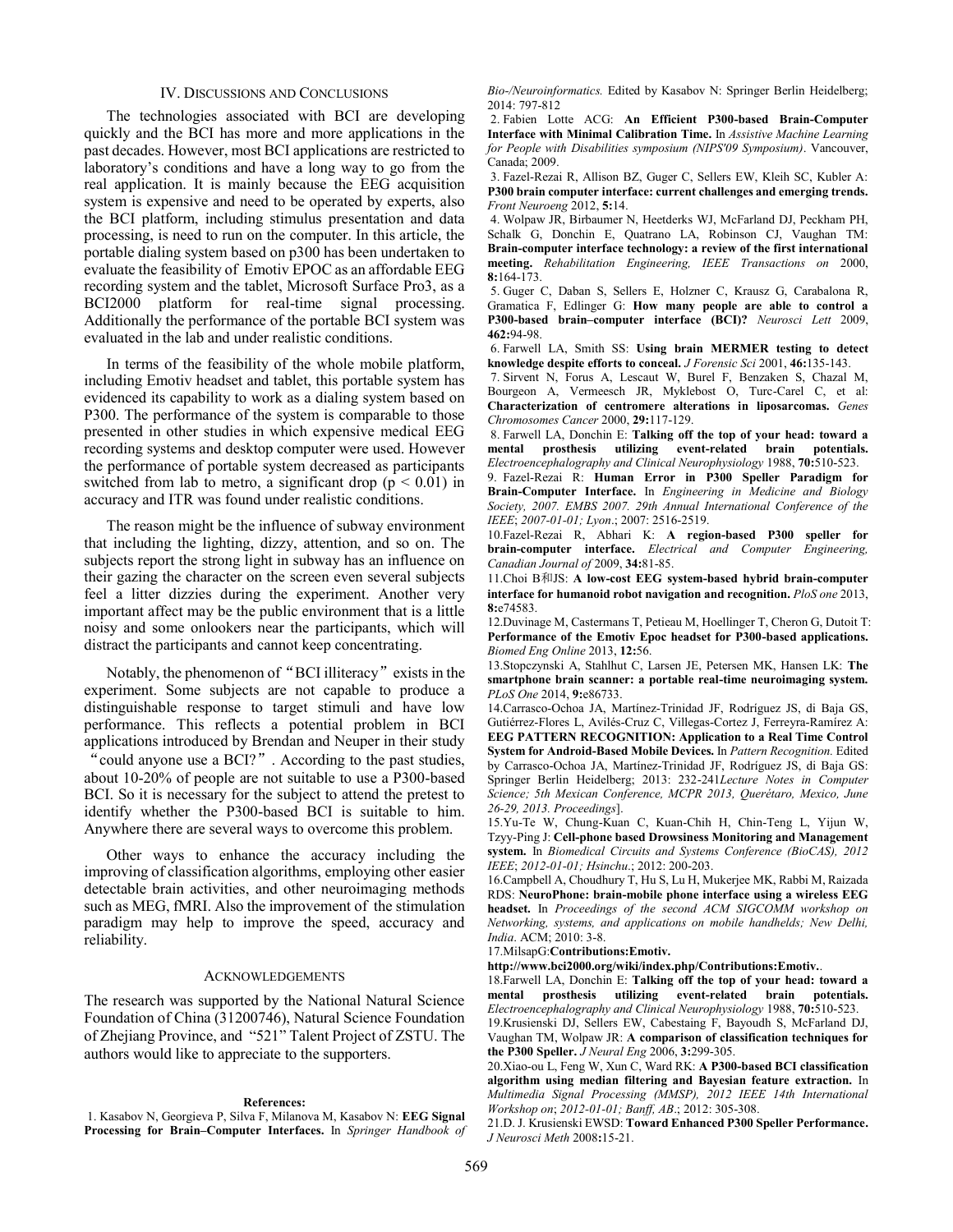## IV. Discussions and Conclusions

The technologies associated with BCI are developing quickly and the BCI has more and more applications in the past decades. However, most BCI applications are restricted to laboratory's conditions and have a long way to go from the real application. It is mainly because the EEG acquisition system is expensive and need to be operated by experts, also the BCI platform, including stimulus presentation and data processing, is need to run on the computer. In this article, the portable dialing system based on p300 has been undertaken to evaluate the feasibility of Emotiv EPOC as an affordable EEG recording system and the tablet, Microsoft Surface Pro3, as a BCI2000 platform for real-time signal processing. Additionally the performance of the portable BCI system was evaluated in the lab and under realistic conditions.

In terms of the feasibility of the whole mobile platform, including Emotiv headset and tablet, this portable system has evidenced its capability to work as a dialing system based on P300. The performance of the system is comparable to those presented in other studies in which expensive medical EEG recording systems and desktop computer were used. However the performance of portable system decreased as participants switched from lab to metro, a significant drop ($p < 0.01$) in accuracy and ITR was found under realistic conditions.

The reason might be the influence of subway environment that including the lighting, dizzy, attention, and so on. The subjects report the strong light in subway has an influence on their gazing the character on the screen even several subjects feel a litter dizzies during the experiment. Another very important affect may be the public environment that is a little noisy and some onlookers near the participants, which will distract the participants and cannot keep concentrating.

Notably, the phenomenon of "BCI illiteracy" exists in the experiment. Some subjects are not capable to produce a distinguishable response to target stimuli and have low performance. This reflects a potential problem in BCI applications introduced by Brendan and Neuper in their study "could anyone use a BCI?". According to the past studies, about 10-20% of people are not suitable to use a P300-based BCI. So it is necessary for the subject to attend the pretest to identify whether the P300-based BCI is suitable to him. Anywhere there are several ways to overcome this problem.

Other ways to enhance the accuracy including the improving of classification algorithms, employing other easier detectable brain activities, and other neuroimaging methods such as MEG, fMRI. Also the improvement of the stimulation paradigm may help to improve the speed, accuracy and reliability.

## Acknowledgements

The research was supported by the National Natural Science Foundation of China (31200746), Natural Science Foundation of Zhejiang Province, and "521" Talent Project of ZSTU. The authors would like to appreciate to the supporters.

## References:

1. Kasabov N, Georgieva P, Silva F, Milanova M, Kasabov N: **EEG Signal Processing for Brain–Computer Interfaces.** In *Springer Handbook of Bio-/Neuroinformatics.* Edited by Kasabov N: Springer Berlin Heidelberg; 2014: 797-812
2. Fabien Lotte ACG: **An Efficient P300-based Brain-Computer Interface with Minimal Calibration Time.** In *Assistive Machine Learning for People with Disabilities symposium (NIPS'09 Symposium)*. Vancouver, Canada; 2009.
3. Fazel-Rezai R, Allison BZ, Guger C, Sellers EW, Kleih SC, Kubler A: **P300 brain computer interface: current challenges and emerging trends.** *Front Neuroeng* 2012, **5:**14.
4. Wolpaw JR, Birbaumer N, Heetderks WJ, McFarland DJ, Peckham PH, Schalk G, Donchin E, Quatrano LA, Robinson CJ, Vaughan TM: **Brain-computer interface technology: a review of the first international meeting.** *Rehabilitation Engineering, IEEE Transactions on* 2000, **8:**164-173.
5. Guger C, Daban S, Sellers E, Holzner C, Krausz G, Carabalona R, Gramatica F, Edlinger G: **How many people are able to control a P300-based brain–computer interface (BCI)?** *Neurosci Lett* 2009, **462:**94-98.
6. Farwell LA, Smith SS: **Using brain MERMER testing to detect knowledge despite efforts to conceal.** *J Forensic Sci* 2001, **46:**135-143.
7. Sirvent M, Forus A, Lescaut W, Burel F, Benzaken S, Chazal M, Bourgeon A, Vermeesch JR, Myklebost O, Turc-Carel C, et al: **Characterization of centromere alterations in liposarcomas.** *Genes Chromosomes Cancer* 2000, **29:**117-129.
8. Farwell LA, Donchin E: **Talking off the top of your head: toward a mental prosthesis utilizing event-related brain potentials.** *Electroencephalography and Clinical Neurophysiology* 1988, **70:**510-523.
9. Fazel-Rezai R: **Human Error in P300 Speller Paradigm for Brain-Computer Interface.** In *Engineering in Medicine and Biology Society, 2007. EMBS 2007. 29th Annual International Conference of the IEEE*; *2007-01-01; Lyon*.; 2007: 2516-2519.
10. Fazel-Rezai R, Abhari K: **A region-based P300 speller for brain-computer interface.** *Electrical and Computer Engineering, Canadian Journal of* 2009, **34:**81-85.
11. Choi B和JS: **A low-cost EEG system-based hybrid brain-computer interface for humanoid robot navigation and recognition.** *PloS one* 2013, **8:**e74583.
12. Duvinage M, Castermans T, Petieau M, Hoellinger T, Cheron G, Dutoit T: **Performance of the Emotiv Epoc headset for P300-based applications.** *Biomed Eng Online* 2013, **12:**56.
13. Stopczynski A, Stahlhut C, Larsen JE, Petersen MK, Hansen LK: **The smartphone brain scanner: a portable real-time neuroimaging system.** *PLoS One* 2014, **9:**e86733.
14. Carrasco-Ochoa JA, Martínez-Trinidad JF, Rodríguez JS, di Baja GS, Gutiérrez-Flores L, Avilés-Cruz C, Villegas-Cortez J, Ferreyra-Ramírez A: **EEG PATTERN RECOGNITION: Application to a Real Time Control System for Android-Based Mobile Devices.** In *Pattern Recognition.* Edited by Carrasco-Ochoa JA, Martínez-Trinidad JF, Rodríguez JS, di Baja GS: Springer Berlin Heidelberg; 2013: 232-241*Lecture Notes in Computer Science; 5th Mexican Conference, MCPR 2013, Querétaro, Mexico, June 26-29, 2013. Proceedings*].
15. Yu-Te W, Chung-Kuan C, Kuan-Chih H, Chin-Teng L, Yijun W, Tzyy-Ping J: **Cell-phone based Drowsiness Monitoring and Management system.** In *Biomedical Circuits and Systems Conference (BioCAS), 2012 IEEE*; *2012-01-01; Hsinchu*.; 2012: 200-203.
16. Campbell A, Choudhury T, Hu S, Lu H, Mukerjee MK, Rabbi M, Raizada RDS: **NeuroPhone: brain-mobile phone interface using a wireless EEG headset.** In *Proceedings of the second ACM SIGCOMM workshop on Networking, systems, and applications on mobile handhelds; New Delhi, India*. ACM; 2010: 3-8.
17. MilsapG:**Contributions:Emotiv. http://www.bci2000.org/wiki/index.php/Contributions:Emotiv.**.
18. Farwell LA, Donchin E: **Talking off the top of your head: toward a mental prosthesis utilizing event-related brain potentials.** *Electroencephalography and Clinical Neurophysiology* 1988, **70:**510-523.
19. Krusienski DJ, Sellers EW, Cabestaing F, Bayoudh S, McFarland DJ, Vaughan TM, Wolpaw JR: **A comparison of classification techniques for the P300 Speller.** *J Neural Eng* 2006, **3:**299-305.
20. Xiao-ou L, Feng W, Xun C, Ward RK: **A P300-based BCI classification algorithm using median filtering and Bayesian feature extraction.** In *Multimedia Signal Processing (MMSP), 2012 IEEE 14th International Workshop on*; *2012-01-01; Banff, AB*.; 2012: 305-308.
21. D. J. Krusienski EWSD: **Toward Enhanced P300 Speller Performance.** *J Neurosci Meth* 2008**:**15-21.